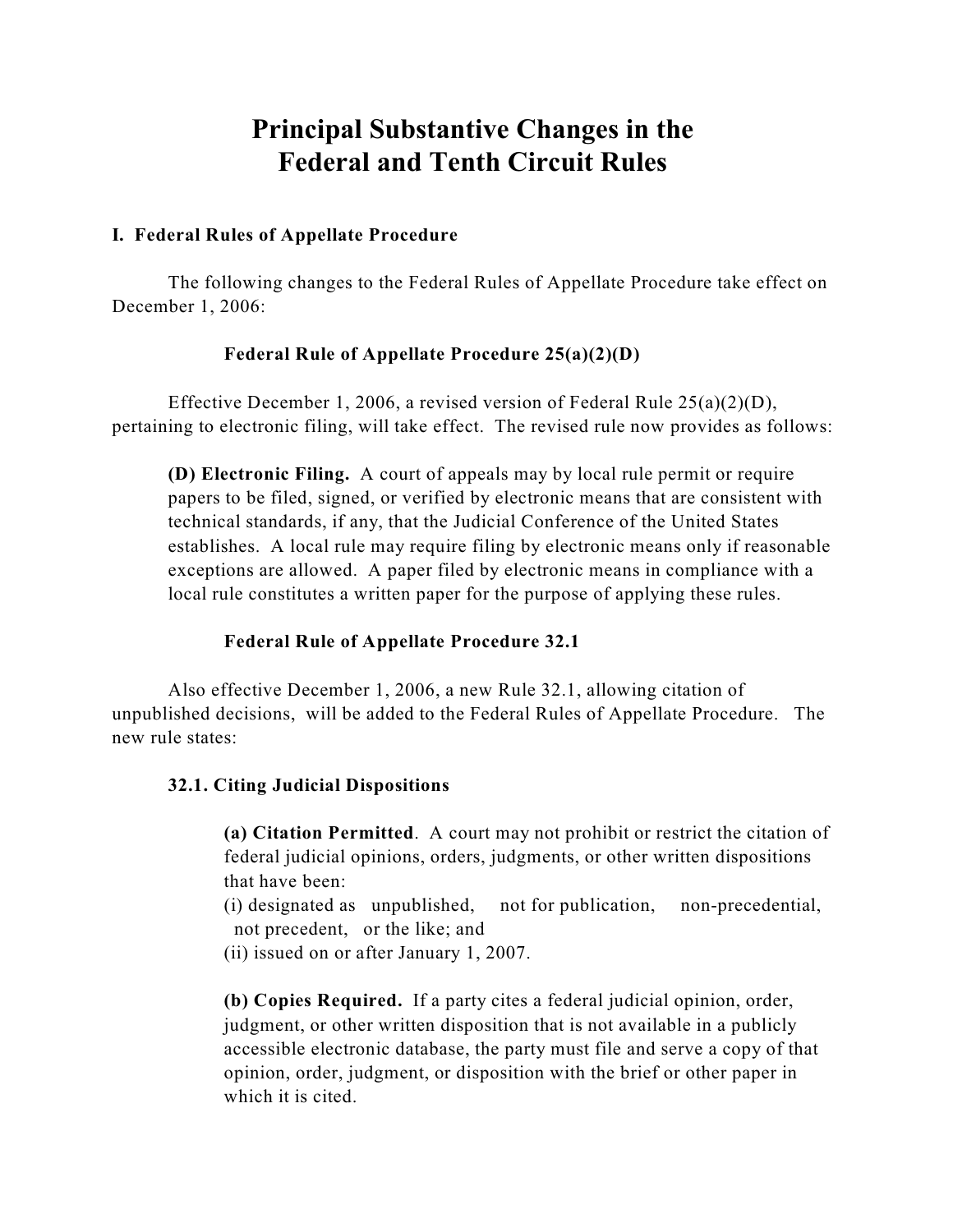# Principal Substantive Changes in the Federal and Tenth Circuit Rules

## I. Federal Rules of Appellate Procedure

The following changes to the Federal Rules of Appellate Procedure take effect on December 1, 2006:

### Federal Rule of Appellate Procedure 25(a)(2)(D)

Effective December 1, 2006, a revised version of Federal Rule 25(a)(2)(D), pertaining to electronic filing, will take effect. The revised rule now provides as follows:

> **(D) Electronic Filing.** A court of appeals may by local rule permit or require papers to be filed, signed, or verified by electronic means that are consistent with technical standards, if any, that the Judicial Conference of the United States establishes. A local rule may require filing by electronic means only if reasonable exceptions are allowed. A paper filed by electronic means in compliance with a local rule constitutes a written paper for the purpose of applying these rules.

### Federal Rule of Appellate Procedure 32.1

Also effective December 1, 2006, a new Rule 32.1, allowing citation of unpublished decisions, will be added to the Federal Rules of Appellate Procedure. The new rule states:

> **32.1. Citing Judicial Dispositions**
>
> **(a) Citation Permitted**. A court may not prohibit or restrict the citation of federal judicial opinions, orders, judgments, or other written dispositions that have been:
> (i) designated as unpublished, not for publication, non-precedential, not precedent, or the like; and
> (ii) issued on or after January 1, 2007.
>
> **(b) Copies Required.** If a party cites a federal judicial opinion, order, judgment, or other written disposition that is not available in a publicly accessible electronic database, the party must file and serve a copy of that opinion, order, judgment, or disposition with the brief or other paper in which it is cited.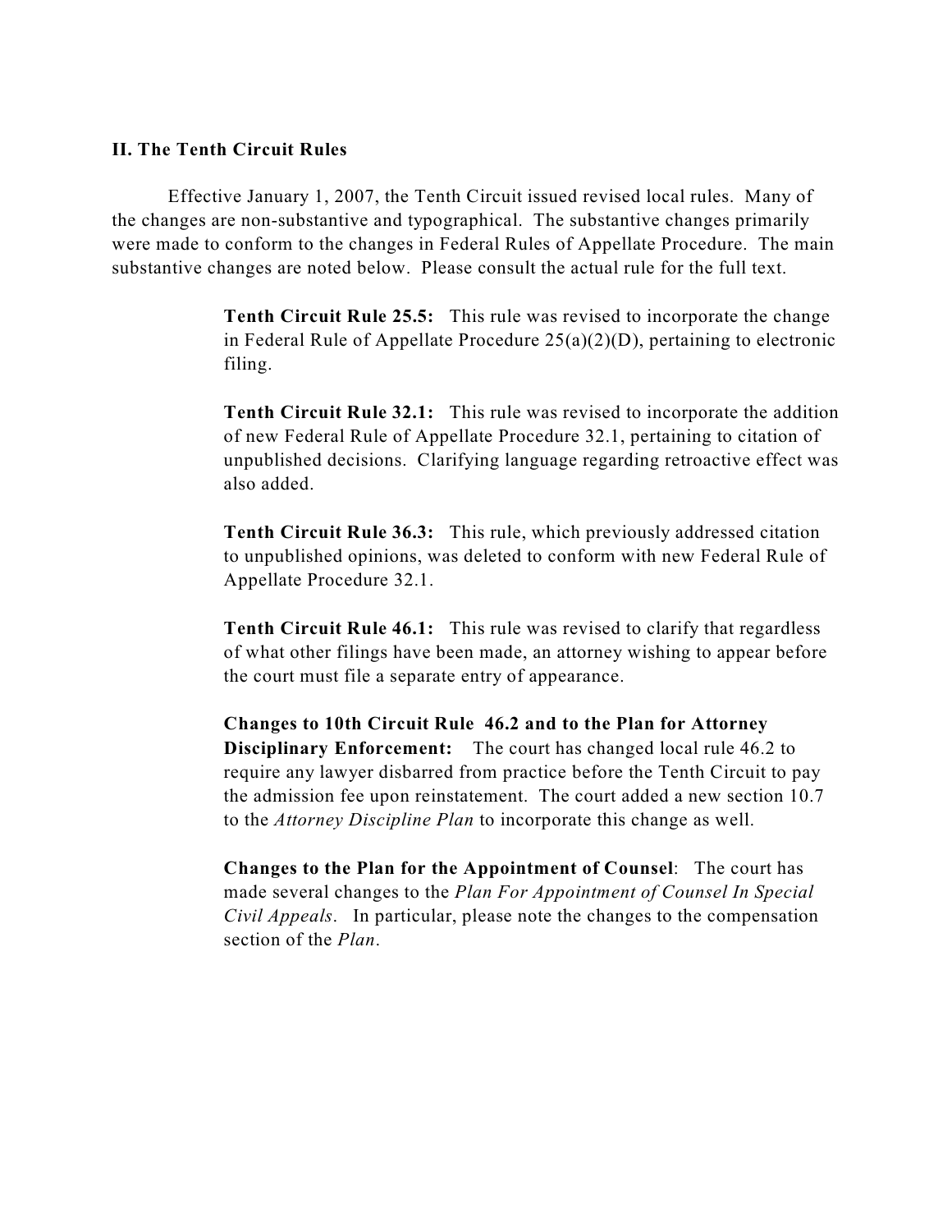## II. The Tenth Circuit Rules

Effective January 1, 2007, the Tenth Circuit issued revised local rules. Many of the changes are non-substantive and typographical. The substantive changes primarily were made to conform to the changes in Federal Rules of Appellate Procedure. The main substantive changes are noted below. Please consult the actual rule for the full text.

> **Tenth Circuit Rule 25.5:** This rule was revised to incorporate the change in Federal Rule of Appellate Procedure 25(a)(2)(D), pertaining to electronic filing.
>
> **Tenth Circuit Rule 32.1:** This rule was revised to incorporate the addition of new Federal Rule of Appellate Procedure 32.1, pertaining to citation of unpublished decisions. Clarifying language regarding retroactive effect was also added.
>
> **Tenth Circuit Rule 36.3:** This rule, which previously addressed citation to unpublished opinions, was deleted to conform with new Federal Rule of Appellate Procedure 32.1.
>
> **Tenth Circuit Rule 46.1:** This rule was revised to clarify that regardless of what other filings have been made, an attorney wishing to appear before the court must file a separate entry of appearance.
>
> **Changes to 10th Circuit Rule 46.2 and to the Plan for Attorney Disciplinary Enforcement:** The court has changed local rule 46.2 to require any lawyer disbarred from practice before the Tenth Circuit to pay the admission fee upon reinstatement. The court added a new section 10.7 to the *Attorney Discipline Plan* to incorporate this change as well.
>
> **Changes to the Plan for the Appointment of Counsel**: The court has made several changes to the *Plan For Appointment of Counsel In Special Civil Appeals*. In particular, please note the changes to the compensation section of the *Plan*.